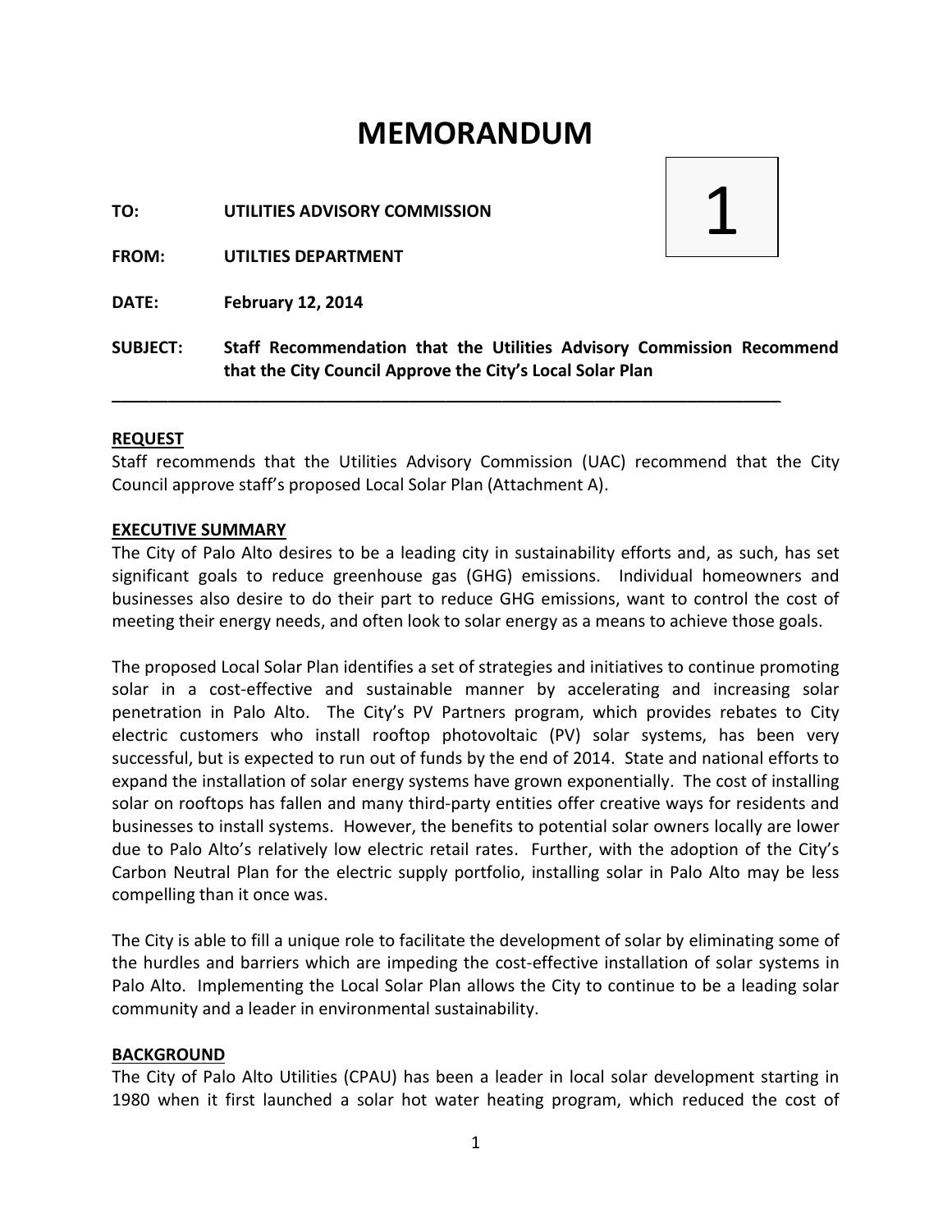# MEMORANDUM

1

**TO:** **UTILITIES ADVISORY COMMISSION**

**FROM:** **UTILTIES DEPARTMENT**

**DATE:** **February 12, 2014**

**SUBJECT:** **Staff Recommendation that the Utilities Advisory Commission Recommend that the City Council Approve the City's Local Solar Plan**

---

**REQUEST**

Staff recommends that the Utilities Advisory Commission (UAC) recommend that the City Council approve staff's proposed Local Solar Plan (Attachment A).

**EXECUTIVE SUMMARY**

The City of Palo Alto desires to be a leading city in sustainability efforts and, as such, has set significant goals to reduce greenhouse gas (GHG) emissions. Individual homeowners and businesses also desire to do their part to reduce GHG emissions, want to control the cost of meeting their energy needs, and often look to solar energy as a means to achieve those goals.

The proposed Local Solar Plan identifies a set of strategies and initiatives to continue promoting solar in a cost-effective and sustainable manner by accelerating and increasing solar penetration in Palo Alto. The City's PV Partners program, which provides rebates to City electric customers who install rooftop photovoltaic (PV) solar systems, has been very successful, but is expected to run out of funds by the end of 2014. State and national efforts to expand the installation of solar energy systems have grown exponentially. The cost of installing solar on rooftops has fallen and many third-party entities offer creative ways for residents and businesses to install systems. However, the benefits to potential solar owners locally are lower due to Palo Alto's relatively low electric retail rates. Further, with the adoption of the City's Carbon Neutral Plan for the electric supply portfolio, installing solar in Palo Alto may be less compelling than it once was.

The City is able to fill a unique role to facilitate the development of solar by eliminating some of the hurdles and barriers which are impeding the cost-effective installation of solar systems in Palo Alto. Implementing the Local Solar Plan allows the City to continue to be a leading solar community and a leader in environmental sustainability.

**BACKGROUND**

The City of Palo Alto Utilities (CPAU) has been a leader in local solar development starting in 1980 when it first launched a solar hot water heating program, which reduced the cost of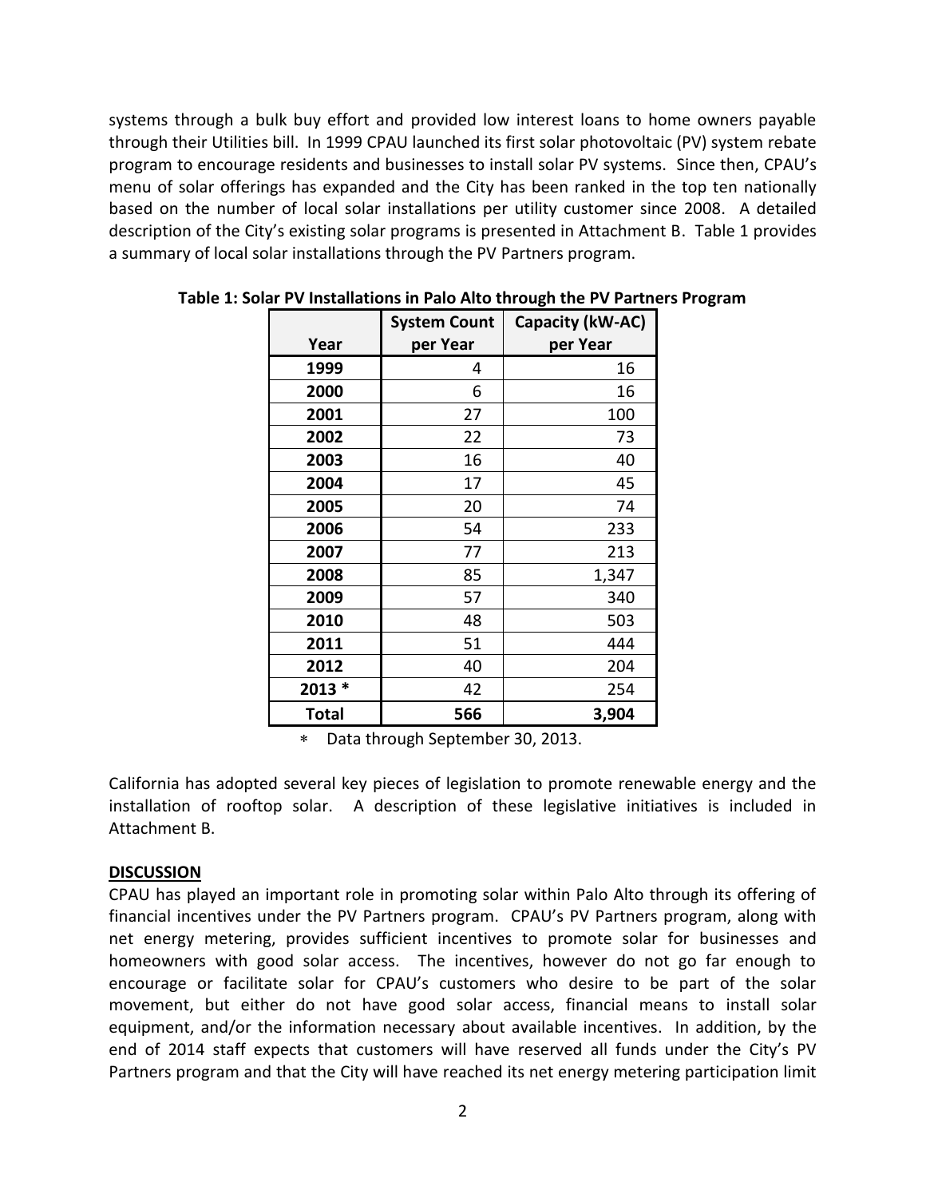systems through a bulk buy effort and provided low interest loans to home owners payable through their Utilities bill. In 1999 CPAU launched its first solar photovoltaic (PV) system rebate program to encourage residents and businesses to install solar PV systems. Since then, CPAU's menu of solar offerings has expanded and the City has been ranked in the top ten nationally based on the number of local solar installations per utility customer since 2008. A detailed description of the City's existing solar programs is presented in Attachment B. Table 1 provides a summary of local solar installations through the PV Partners program.

**Table 1: Solar PV Installations in Palo Alto through the PV Partners Program**

| Year | System Count per Year | Capacity (kW-AC) per Year |
|---|---:|---:|
| **1999** | 4 | 16 |
| **2000** | 6 | 16 |
| **2001** | 27 | 100 |
| **2002** | 22 | 73 |
| **2003** | 16 | 40 |
| **2004** | 17 | 45 |
| **2005** | 20 | 74 |
| **2006** | 54 | 233 |
| **2007** | 77 | 213 |
| **2008** | 85 | 1,347 |
| **2009** | 57 | 340 |
| **2010** | 48 | 503 |
| **2011** | 51 | 444 |
| **2012** | 40 | 204 |
| **2013 *** | 42 | 254 |
| **Total** | **566** | **3,904** |

* Data through September 30, 2013.

California has adopted several key pieces of legislation to promote renewable energy and the installation of rooftop solar. A description of these legislative initiatives is included in Attachment B.

## DISCUSSION

CPAU has played an important role in promoting solar within Palo Alto through its offering of financial incentives under the PV Partners program. CPAU's PV Partners program, along with net energy metering, provides sufficient incentives to promote solar for businesses and homeowners with good solar access. The incentives, however do not go far enough to encourage or facilitate solar for CPAU's customers who desire to be part of the solar movement, but either do not have good solar access, financial means to install solar equipment, and/or the information necessary about available incentives. In addition, by the end of 2014 staff expects that customers will have reserved all funds under the City's PV Partners program and that the City will have reached its net energy metering participation limit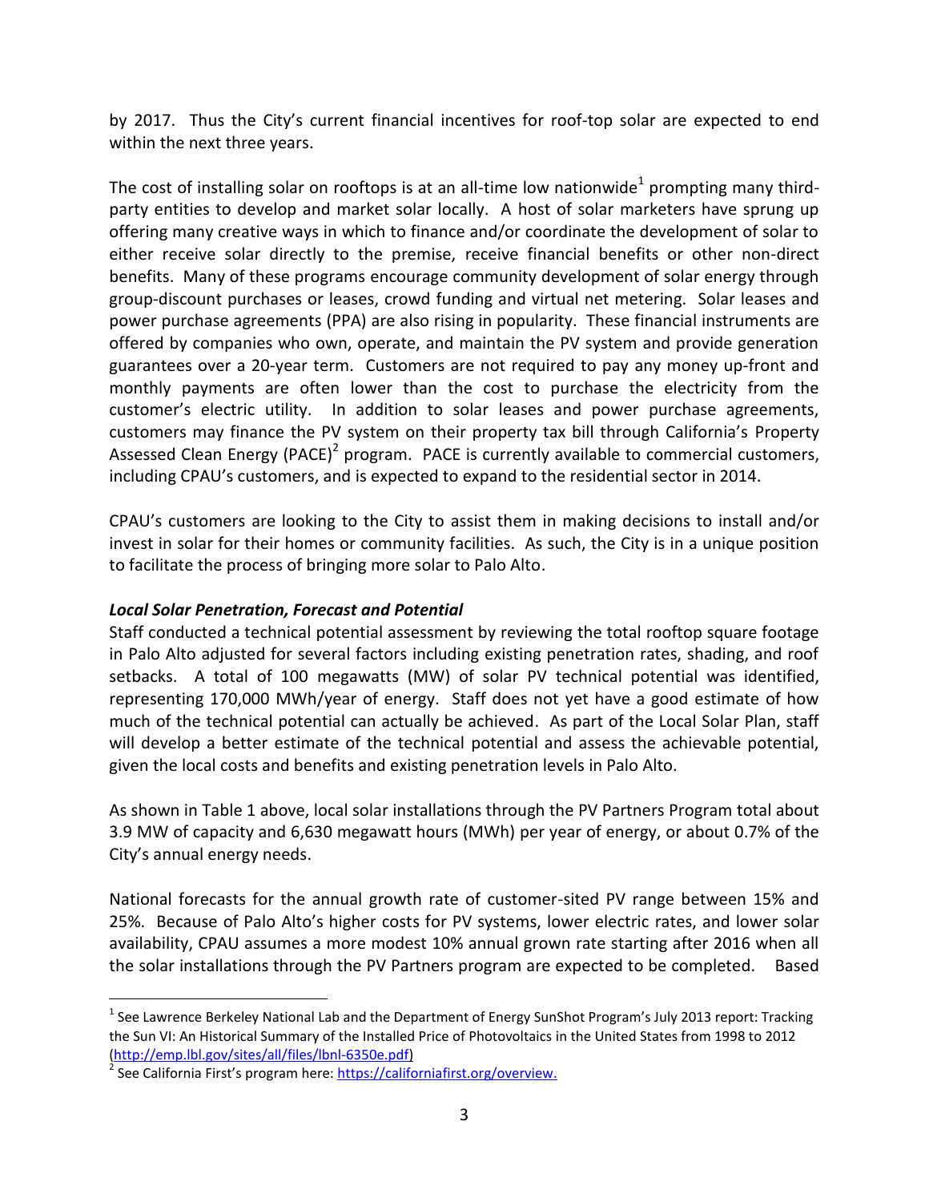by 2017. Thus the City's current financial incentives for roof-top solar are expected to end within the next three years.

The cost of installing solar on rooftops is at an all-time low nationwide[1] prompting many third-party entities to develop and market solar locally. A host of solar marketers have sprung up offering many creative ways in which to finance and/or coordinate the development of solar to either receive solar directly to the premise, receive financial benefits or other non-direct benefits. Many of these programs encourage community development of solar energy through group-discount purchases or leases, crowd funding and virtual net metering. Solar leases and power purchase agreements (PPA) are also rising in popularity. These financial instruments are offered by companies who own, operate, and maintain the PV system and provide generation guarantees over a 20-year term. Customers are not required to pay any money up-front and monthly payments are often lower than the cost to purchase the electricity from the customer's electric utility. In addition to solar leases and power purchase agreements, customers may finance the PV system on their property tax bill through California's Property Assessed Clean Energy (PACE)[2] program. PACE is currently available to commercial customers, including CPAU's customers, and is expected to expand to the residential sector in 2014.

CPAU's customers are looking to the City to assist them in making decisions to install and/or invest in solar for their homes or community facilities. As such, the City is in a unique position to facilitate the process of bringing more solar to Palo Alto.

***Local Solar Penetration, Forecast and Potential***

Staff conducted a technical potential assessment by reviewing the total rooftop square footage in Palo Alto adjusted for several factors including existing penetration rates, shading, and roof setbacks. A total of 100 megawatts (MW) of solar PV technical potential was identified, representing 170,000 MWh/year of energy. Staff does not yet have a good estimate of how much of the technical potential can actually be achieved. As part of the Local Solar Plan, staff will develop a better estimate of the technical potential and assess the achievable potential, given the local costs and benefits and existing penetration levels in Palo Alto.

As shown in Table 1 above, local solar installations through the PV Partners Program total about 3.9 MW of capacity and 6,630 megawatt hours (MWh) per year of energy, or about 0.7% of the City's annual energy needs.

National forecasts for the annual growth rate of customer-sited PV range between 15% and 25%. Because of Palo Alto's higher costs for PV systems, lower electric rates, and lower solar availability, CPAU assumes a more modest 10% annual grown rate starting after 2016 when all the solar installations through the PV Partners program are expected to be completed. Based

---

[1] See Lawrence Berkeley National Lab and the Department of Energy SunShot Program's July 2013 report: Tracking the Sun VI: An Historical Summary of the Installed Price of Photovoltaics in the United States from 1998 to 2012 (http://emp.lbl.gov/sites/all/files/lbnl-6350e.pdf)

[2] See California First's program here: https://californiafirst.org/overview.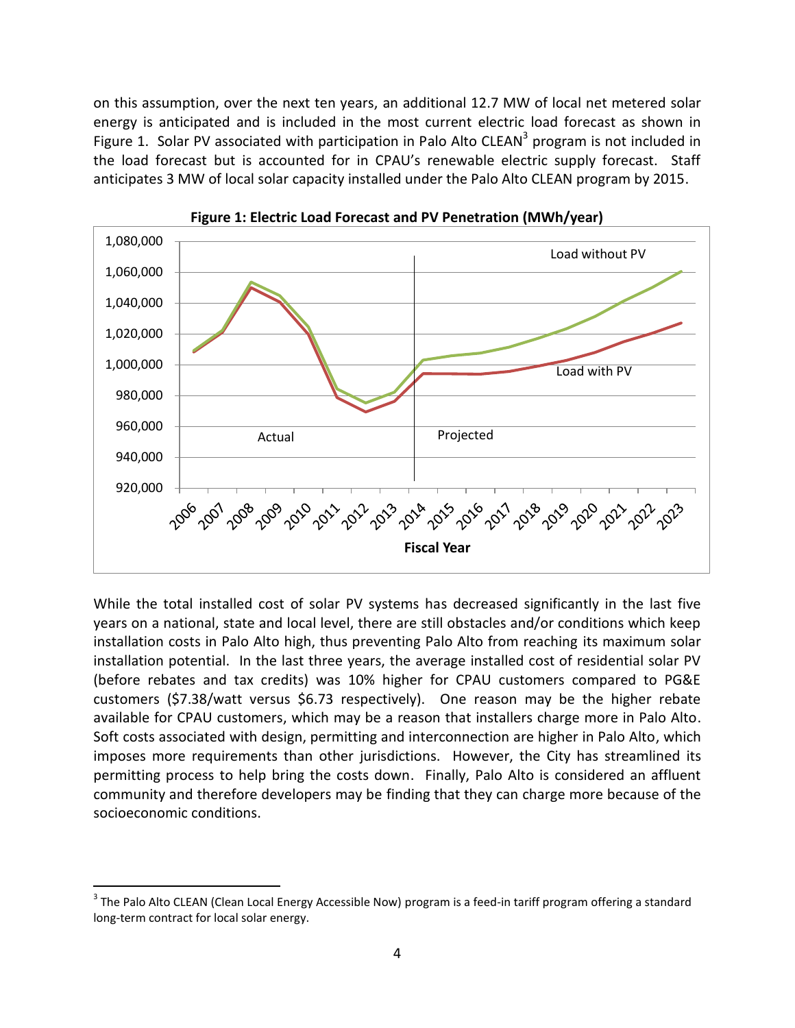on this assumption, over the next ten years, an additional 12.7 MW of local net metered solar energy is anticipated and is included in the most current electric load forecast as shown in Figure 1. Solar PV associated with participation in Palo Alto CLEAN[3] program is not included in the load forecast but is accounted for in CPAU's renewable electric supply forecast. Staff anticipates 3 MW of local solar capacity installed under the Palo Alto CLEAN program by 2015.

**Figure 1: Electric Load Forecast and PV Penetration (MWh/year)**

While the total installed cost of solar PV systems has decreased significantly in the last five years on a national, state and local level, there are still obstacles and/or conditions which keep installation costs in Palo Alto high, thus preventing Palo Alto from reaching its maximum solar installation potential. In the last three years, the average installed cost of residential solar PV (before rebates and tax credits) was 10% higher for CPAU customers compared to PG&E customers ($7.38/watt versus $6.73 respectively). One reason may be the higher rebate available for CPAU customers, which may be a reason that installers charge more in Palo Alto. Soft costs associated with design, permitting and interconnection are higher in Palo Alto, which imposes more requirements than other jurisdictions. However, the City has streamlined its permitting process to help bring the costs down. Finally, Palo Alto is considered an affluent community and therefore developers may be finding that they can charge more because of the socioeconomic conditions.

[3] The Palo Alto CLEAN (Clean Local Energy Accessible Now) program is a feed-in tariff program offering a standard long-term contract for local solar energy.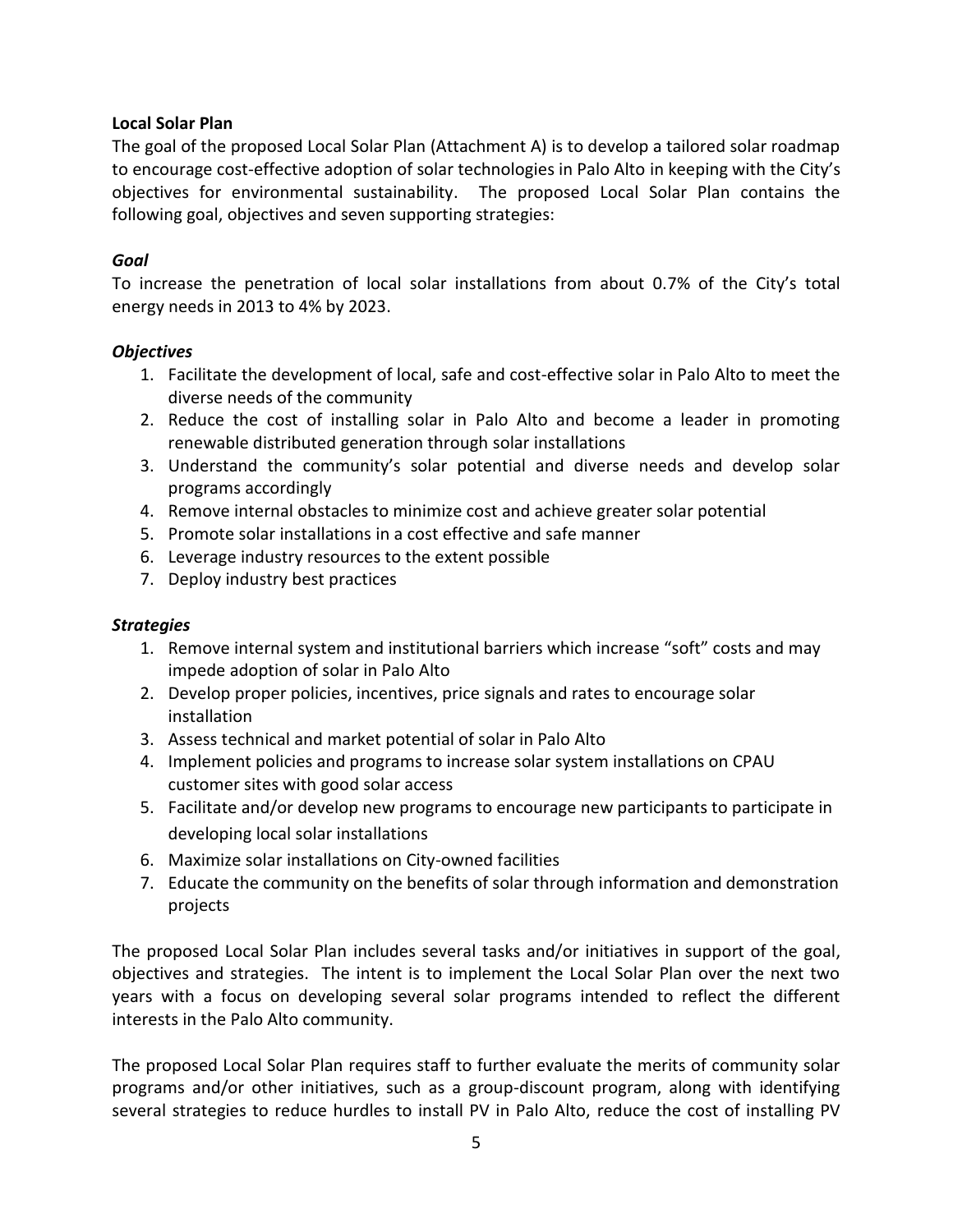**Local Solar Plan**

The goal of the proposed Local Solar Plan (Attachment A) is to develop a tailored solar roadmap to encourage cost-effective adoption of solar technologies in Palo Alto in keeping with the City's objectives for environmental sustainability. The proposed Local Solar Plan contains the following goal, objectives and seven supporting strategies:

***Goal***

To increase the penetration of local solar installations from about 0.7% of the City's total energy needs in 2013 to 4% by 2023.

***Objectives***

1. Facilitate the development of local, safe and cost-effective solar in Palo Alto to meet the diverse needs of the community
2. Reduce the cost of installing solar in Palo Alto and become a leader in promoting renewable distributed generation through solar installations
3. Understand the community's solar potential and diverse needs and develop solar programs accordingly
4. Remove internal obstacles to minimize cost and achieve greater solar potential
5. Promote solar installations in a cost effective and safe manner
6. Leverage industry resources to the extent possible
7. Deploy industry best practices

***Strategies***

1. Remove internal system and institutional barriers which increase "soft" costs and may impede adoption of solar in Palo Alto
2. Develop proper policies, incentives, price signals and rates to encourage solar installation
3. Assess technical and market potential of solar in Palo Alto
4. Implement policies and programs to increase solar system installations on CPAU customer sites with good solar access
5. Facilitate and/or develop new programs to encourage new participants to participate in developing local solar installations
6. Maximize solar installations on City-owned facilities
7. Educate the community on the benefits of solar through information and demonstration projects

The proposed Local Solar Plan includes several tasks and/or initiatives in support of the goal, objectives and strategies. The intent is to implement the Local Solar Plan over the next two years with a focus on developing several solar programs intended to reflect the different interests in the Palo Alto community.

The proposed Local Solar Plan requires staff to further evaluate the merits of community solar programs and/or other initiatives, such as a group-discount program, along with identifying several strategies to reduce hurdles to install PV in Palo Alto, reduce the cost of installing PV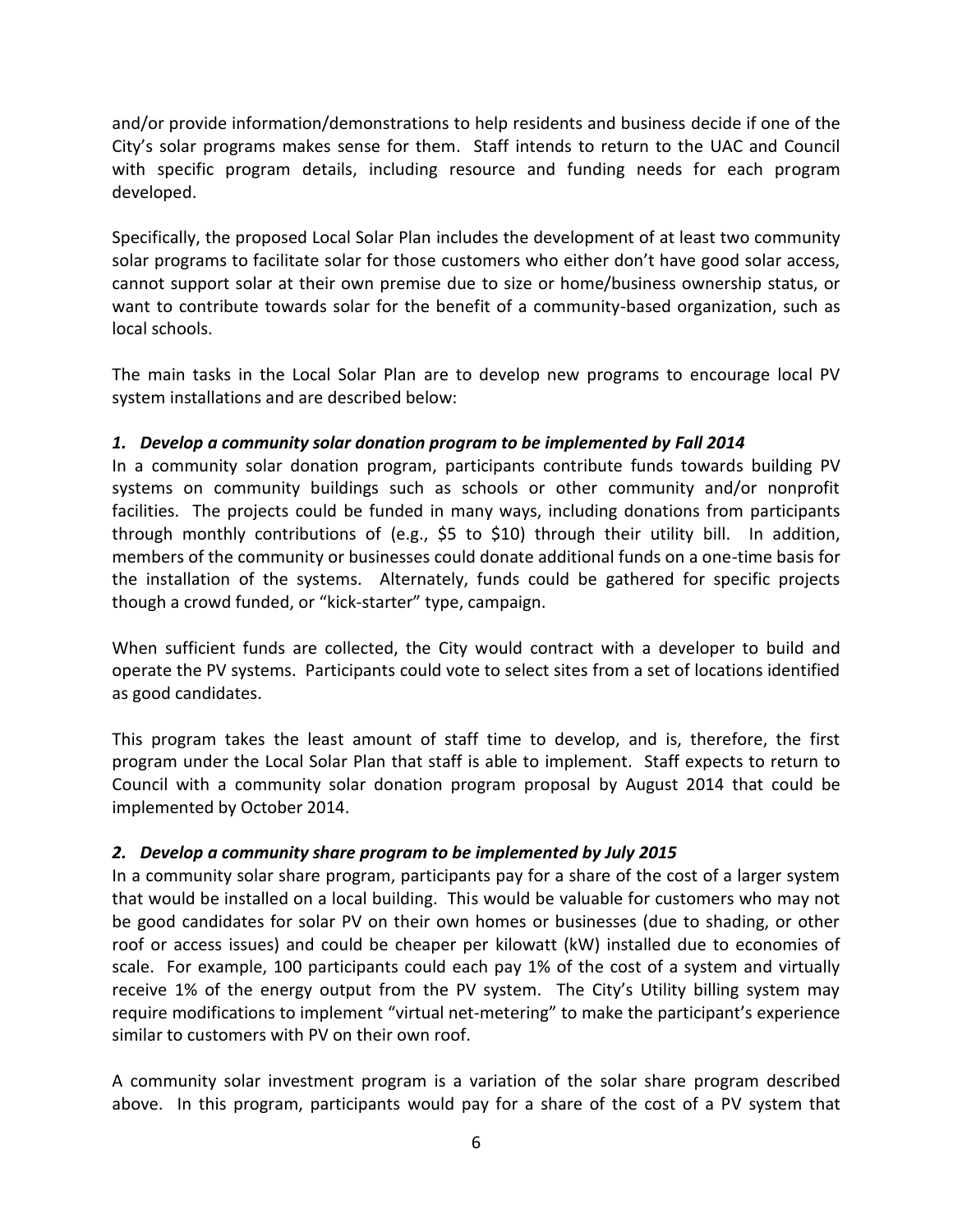and/or provide information/demonstrations to help residents and business decide if one of the City's solar programs makes sense for them. Staff intends to return to the UAC and Council with specific program details, including resource and funding needs for each program developed.

Specifically, the proposed Local Solar Plan includes the development of at least two community solar programs to facilitate solar for those customers who either don't have good solar access, cannot support solar at their own premise due to size or home/business ownership status, or want to contribute towards solar for the benefit of a community-based organization, such as local schools.

The main tasks in the Local Solar Plan are to develop new programs to encourage local PV system installations and are described below:

***1. Develop a community solar donation program to be implemented by Fall 2014***

In a community solar donation program, participants contribute funds towards building PV systems on community buildings such as schools or other community and/or nonprofit facilities. The projects could be funded in many ways, including donations from participants through monthly contributions of (e.g., $5 to $10) through their utility bill. In addition, members of the community or businesses could donate additional funds on a one-time basis for the installation of the systems. Alternately, funds could be gathered for specific projects though a crowd funded, or "kick-starter" type, campaign.

When sufficient funds are collected, the City would contract with a developer to build and operate the PV systems. Participants could vote to select sites from a set of locations identified as good candidates.

This program takes the least amount of staff time to develop, and is, therefore, the first program under the Local Solar Plan that staff is able to implement. Staff expects to return to Council with a community solar donation program proposal by August 2014 that could be implemented by October 2014.

***2. Develop a community share program to be implemented by July 2015***

In a community solar share program, participants pay for a share of the cost of a larger system that would be installed on a local building. This would be valuable for customers who may not be good candidates for solar PV on their own homes or businesses (due to shading, or other roof or access issues) and could be cheaper per kilowatt (kW) installed due to economies of scale. For example, 100 participants could each pay 1% of the cost of a system and virtually receive 1% of the energy output from the PV system. The City's Utility billing system may require modifications to implement "virtual net-metering" to make the participant's experience similar to customers with PV on their own roof.

A community solar investment program is a variation of the solar share program described above. In this program, participants would pay for a share of the cost of a PV system that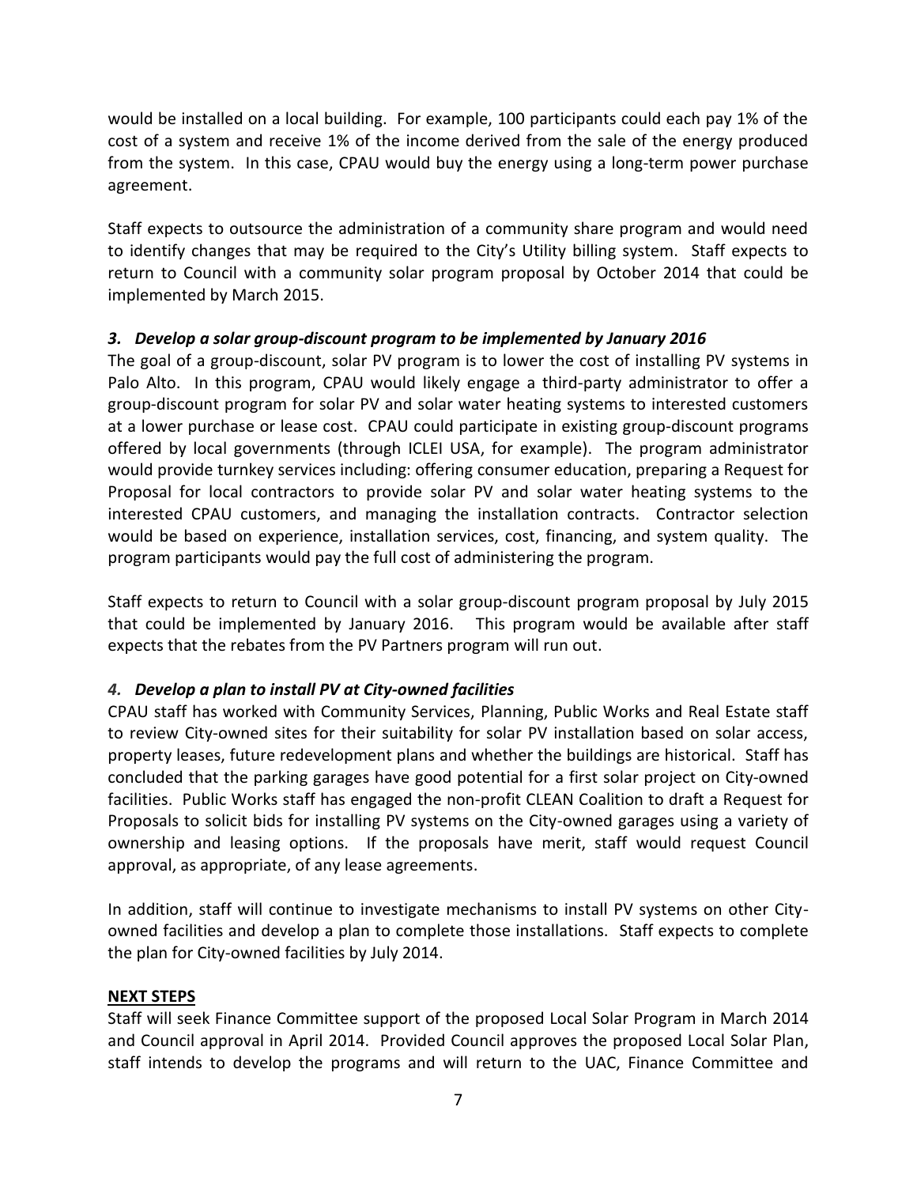would be installed on a local building. For example, 100 participants could each pay 1% of the cost of a system and receive 1% of the income derived from the sale of the energy produced from the system. In this case, CPAU would buy the energy using a long-term power purchase agreement.

Staff expects to outsource the administration of a community share program and would need to identify changes that may be required to the City's Utility billing system. Staff expects to return to Council with a community solar program proposal by October 2014 that could be implemented by March 2015.

***3. Develop a solar group-discount program to be implemented by January 2016***

The goal of a group-discount, solar PV program is to lower the cost of installing PV systems in Palo Alto. In this program, CPAU would likely engage a third-party administrator to offer a group-discount program for solar PV and solar water heating systems to interested customers at a lower purchase or lease cost. CPAU could participate in existing group-discount programs offered by local governments (through ICLEI USA, for example). The program administrator would provide turnkey services including: offering consumer education, preparing a Request for Proposal for local contractors to provide solar PV and solar water heating systems to the interested CPAU customers, and managing the installation contracts. Contractor selection would be based on experience, installation services, cost, financing, and system quality. The program participants would pay the full cost of administering the program.

Staff expects to return to Council with a solar group-discount program proposal by July 2015 that could be implemented by January 2016. This program would be available after staff expects that the rebates from the PV Partners program will run out.

***4. Develop a plan to install PV at City-owned facilities***

CPAU staff has worked with Community Services, Planning, Public Works and Real Estate staff to review City-owned sites for their suitability for solar PV installation based on solar access, property leases, future redevelopment plans and whether the buildings are historical. Staff has concluded that the parking garages have good potential for a first solar project on City-owned facilities. Public Works staff has engaged the non-profit CLEAN Coalition to draft a Request for Proposals to solicit bids for installing PV systems on the City-owned garages using a variety of ownership and leasing options. If the proposals have merit, staff would request Council approval, as appropriate, of any lease agreements.

In addition, staff will continue to investigate mechanisms to install PV systems on other City-owned facilities and develop a plan to complete those installations. Staff expects to complete the plan for City-owned facilities by July 2014.

**NEXT STEPS**

Staff will seek Finance Committee support of the proposed Local Solar Program in March 2014 and Council approval in April 2014. Provided Council approves the proposed Local Solar Plan, staff intends to develop the programs and will return to the UAC, Finance Committee and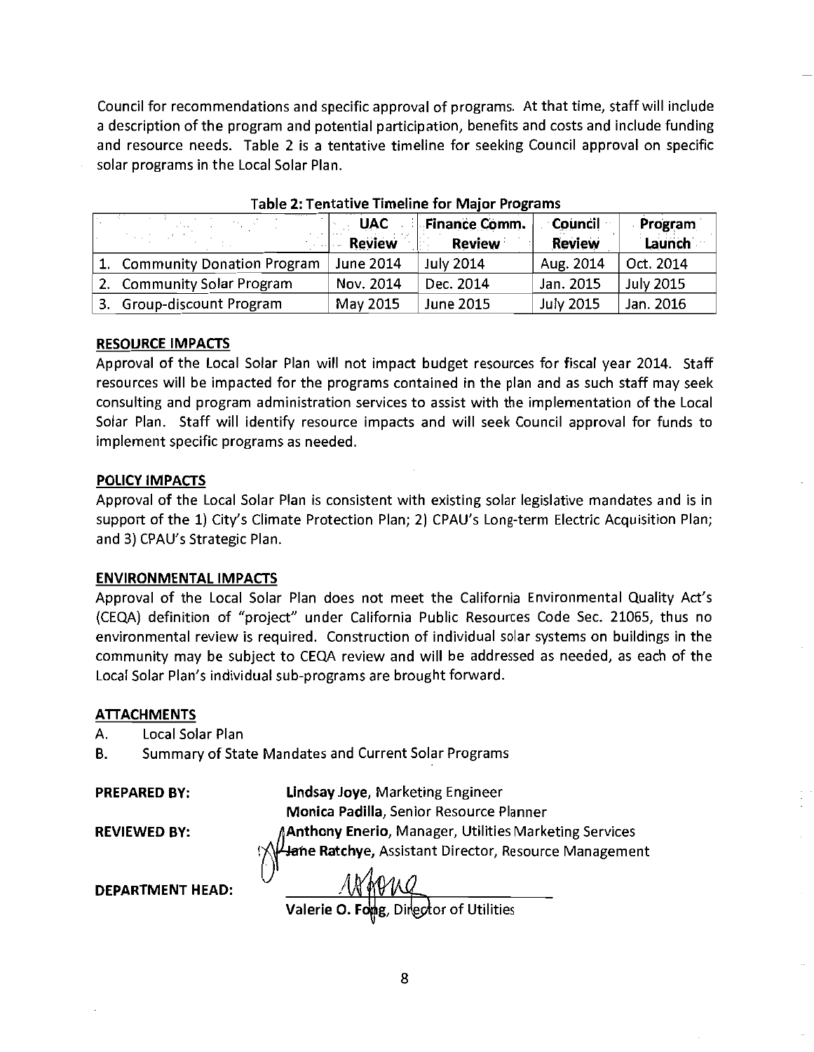Council for recommendations and specific approval of programs. At that time, staff will include a description of the program and potential participation, benefits and costs and include funding and resource needs. Table 2 is a tentative timeline for seeking Council approval on specific solar programs in the Local Solar Plan.

**Table 2: Tentative Timeline for Major Programs**

| | UAC Review | Finance Comm. Review | Council Review | Program Launch |
|---|---|---|---|---|
| 1. Community Donation Program | June 2014 | July 2014 | Aug. 2014 | Oct. 2014 |
| 2. Community Solar Program | Nov. 2014 | Dec. 2014 | Jan. 2015 | July 2015 |
| 3. Group-discount Program | May 2015 | June 2015 | July 2015 | Jan. 2016 |

**RESOURCE IMPACTS**

Approval of the Local Solar Plan will not impact budget resources for fiscal year 2014. Staff resources will be impacted for the programs contained in the plan and as such staff may seek consulting and program administration services to assist with the implementation of the Local Solar Plan. Staff will identify resource impacts and will seek Council approval for funds to implement specific programs as needed.

**POLICY IMPACTS**

Approval of the Local Solar Plan is consistent with existing solar legislative mandates and is in support of the 1) City's Climate Protection Plan; 2) CPAU's Long-term Electric Acquisition Plan; and 3) CPAU's Strategic Plan.

**ENVIRONMENTAL IMPACTS**

Approval of the Local Solar Plan does not meet the California Environmental Quality Act's (CEQA) definition of "project" under California Public Resources Code Sec. 21065, thus no environmental review is required. Construction of individual solar systems on buildings in the community may be subject to CEQA review and will be addressed as needed, as each of the Local Solar Plan's individual sub-programs are brought forward.

**ATTACHMENTS**

A. Local Solar Plan

B. Summary of State Mandates and Current Solar Programs

**PREPARED BY:** **Lindsay Joye**, Marketing Engineer
**Monica Padilla**, Senior Resource Planner

**REVIEWED BY:** **Anthony Enerio**, Manager, Utilities Marketing Services
**Jane Ratchye**, Assistant Director, Resource Management

**DEPARTMENT HEAD:**

**Valerie O. Fong**, Director of Utilities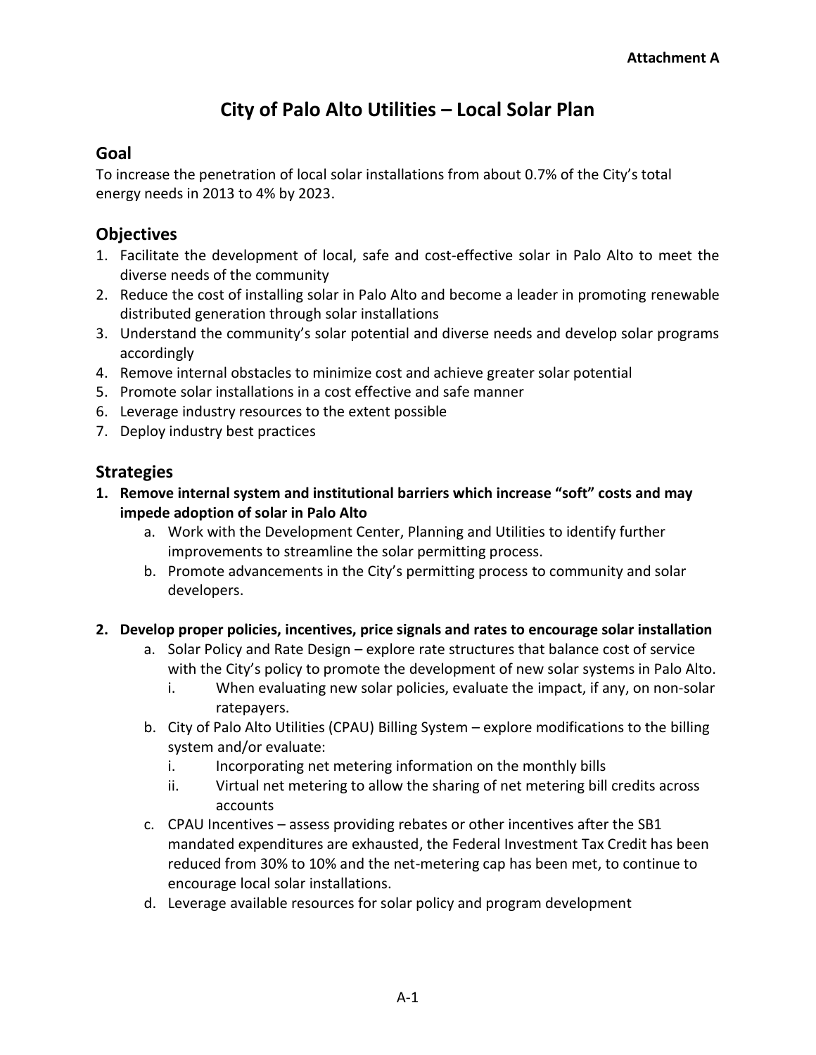Attachment A

# City of Palo Alto Utilities – Local Solar Plan

## Goal

To increase the penetration of local solar installations from about 0.7% of the City's total energy needs in 2013 to 4% by 2023.

## Objectives

1. Facilitate the development of local, safe and cost-effective solar in Palo Alto to meet the diverse needs of the community
2. Reduce the cost of installing solar in Palo Alto and become a leader in promoting renewable distributed generation through solar installations
3. Understand the community's solar potential and diverse needs and develop solar programs accordingly
4. Remove internal obstacles to minimize cost and achieve greater solar potential
5. Promote solar installations in a cost effective and safe manner
6. Leverage industry resources to the extent possible
7. Deploy industry best practices

## Strategies

1. **Remove internal system and institutional barriers which increase "soft" costs and may impede adoption of solar in Palo Alto**
    a. Work with the Development Center, Planning and Utilities to identify further improvements to streamline the solar permitting process.
    b. Promote advancements in the City's permitting process to community and solar developers.

2. **Develop proper policies, incentives, price signals and rates to encourage solar installation**
    a. Solar Policy and Rate Design – explore rate structures that balance cost of service with the City's policy to promote the development of new solar systems in Palo Alto.
        i. When evaluating new solar policies, evaluate the impact, if any, on non-solar ratepayers.
    b. City of Palo Alto Utilities (CPAU) Billing System – explore modifications to the billing system and/or evaluate:
        i. Incorporating net metering information on the monthly bills
        ii. Virtual net metering to allow the sharing of net metering bill credits across accounts
    c. CPAU Incentives – assess providing rebates or other incentives after the SB1 mandated expenditures are exhausted, the Federal Investment Tax Credit has been reduced from 30% to 10% and the net-metering cap has been met, to continue to encourage local solar installations.
    d. Leverage available resources for solar policy and program development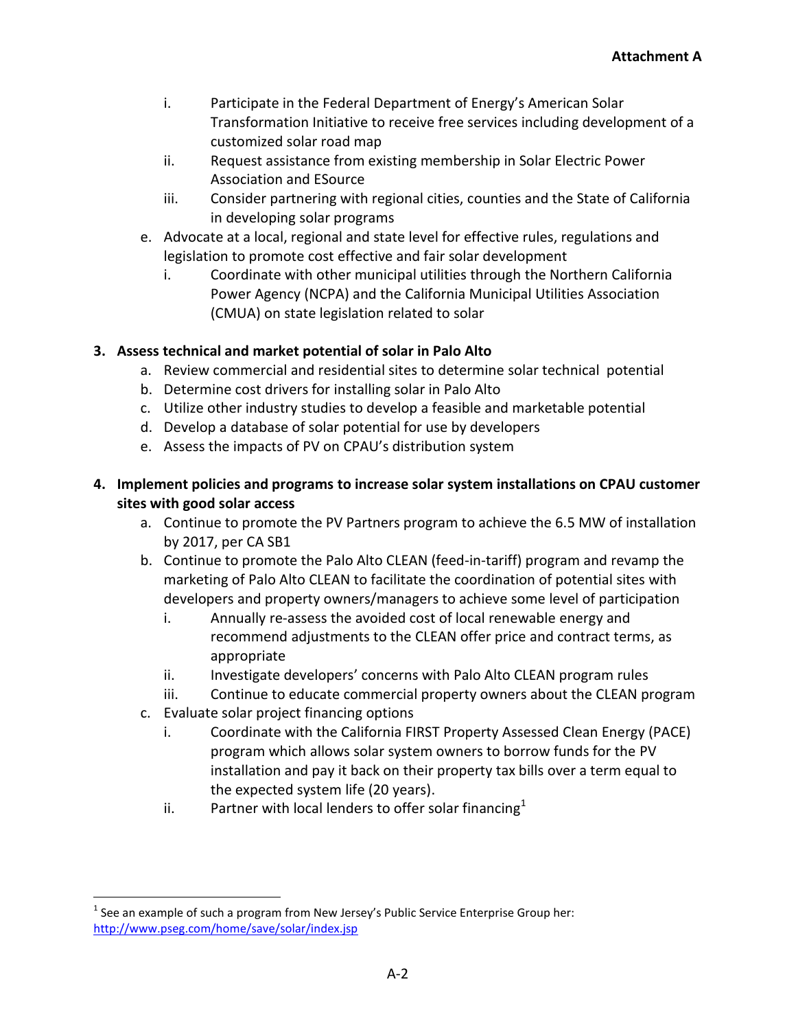Attachment A

   i. Participate in the Federal Department of Energy's American Solar Transformation Initiative to receive free services including development of a customized solar road map
   ii. Request assistance from existing membership in Solar Electric Power Association and ESource
   iii. Consider partnering with regional cities, counties and the State of California in developing solar programs

e. Advocate at a local, regional and state level for effective rules, regulations and legislation to promote cost effective and fair solar development
   i. Coordinate with other municipal utilities through the Northern California Power Agency (NCPA) and the California Municipal Utilities Association (CMUA) on state legislation related to solar

**3. Assess technical and market potential of solar in Palo Alto**

   a. Review commercial and residential sites to determine solar technical potential
   b. Determine cost drivers for installing solar in Palo Alto
   c. Utilize other industry studies to develop a feasible and marketable potential
   d. Develop a database of solar potential for use by developers
   e. Assess the impacts of PV on CPAU's distribution system

**4. Implement policies and programs to increase solar system installations on CPAU customer sites with good solar access**

   a. Continue to promote the PV Partners program to achieve the 6.5 MW of installation by 2017, per CA SB1
   b. Continue to promote the Palo Alto CLEAN (feed-in-tariff) program and revamp the marketing of Palo Alto CLEAN to facilitate the coordination of potential sites with developers and property owners/managers to achieve some level of participation
      i. Annually re-assess the avoided cost of local renewable energy and recommend adjustments to the CLEAN offer price and contract terms, as appropriate
      ii. Investigate developers' concerns with Palo Alto CLEAN program rules
      iii. Continue to educate commercial property owners about the CLEAN program
   c. Evaluate solar project financing options
      i. Coordinate with the California FIRST Property Assessed Clean Energy (PACE) program which allows solar system owners to borrow funds for the PV installation and pay it back on their property tax bills over a term equal to the expected system life (20 years).
      ii. Partner with local lenders to offer solar financing[1]

[1] See an example of such a program from New Jersey's Public Service Enterprise Group her: http://www.pseg.com/home/save/solar/index.jsp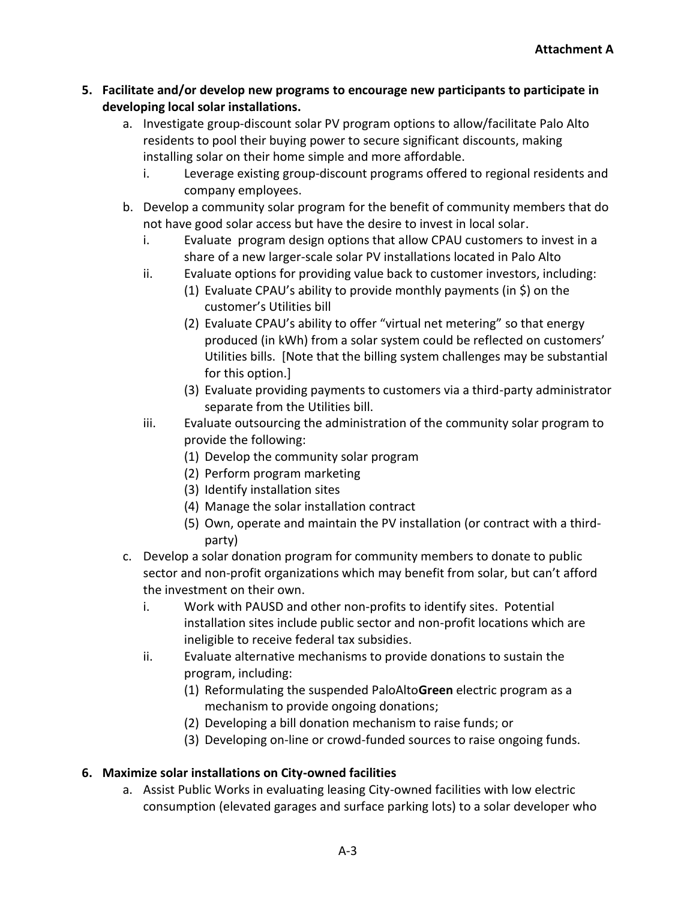**Attachment A**

5. **Facilitate and/or develop new programs to encourage new participants to participate in developing local solar installations.**
    a. Investigate group-discount solar PV program options to allow/facilitate Palo Alto residents to pool their buying power to secure significant discounts, making installing solar on their home simple and more affordable.
        i. Leverage existing group-discount programs offered to regional residents and company employees.
    b. Develop a community solar program for the benefit of community members that do not have good solar access but have the desire to invest in local solar.
        i. Evaluate program design options that allow CPAU customers to invest in a share of a new larger-scale solar PV installations located in Palo Alto
        ii. Evaluate options for providing value back to customer investors, including:
            (1) Evaluate CPAU's ability to provide monthly payments (in $) on the customer's Utilities bill
            (2) Evaluate CPAU's ability to offer "virtual net metering" so that energy produced (in kWh) from a solar system could be reflected on customers' Utilities bills. [Note that the billing system challenges may be substantial for this option.]
            (3) Evaluate providing payments to customers via a third-party administrator separate from the Utilities bill.
        iii. Evaluate outsourcing the administration of the community solar program to provide the following:
            (1) Develop the community solar program
            (2) Perform program marketing
            (3) Identify installation sites
            (4) Manage the solar installation contract
            (5) Own, operate and maintain the PV installation (or contract with a third-party)
    c. Develop a solar donation program for community members to donate to public sector and non-profit organizations which may benefit from solar, but can't afford the investment on their own.
        i. Work with PAUSD and other non-profits to identify sites. Potential installation sites include public sector and non-profit locations which are ineligible to receive federal tax subsidies.
        ii. Evaluate alternative mechanisms to provide donations to sustain the program, including:
            (1) Reformulating the suspended PaloAlto**Green** electric program as a mechanism to provide ongoing donations;
            (2) Developing a bill donation mechanism to raise funds; or
            (3) Developing on-line or crowd-funded sources to raise ongoing funds.

6. **Maximize solar installations on City-owned facilities**
    a. Assist Public Works in evaluating leasing City-owned facilities with low electric consumption (elevated garages and surface parking lots) to a solar developer who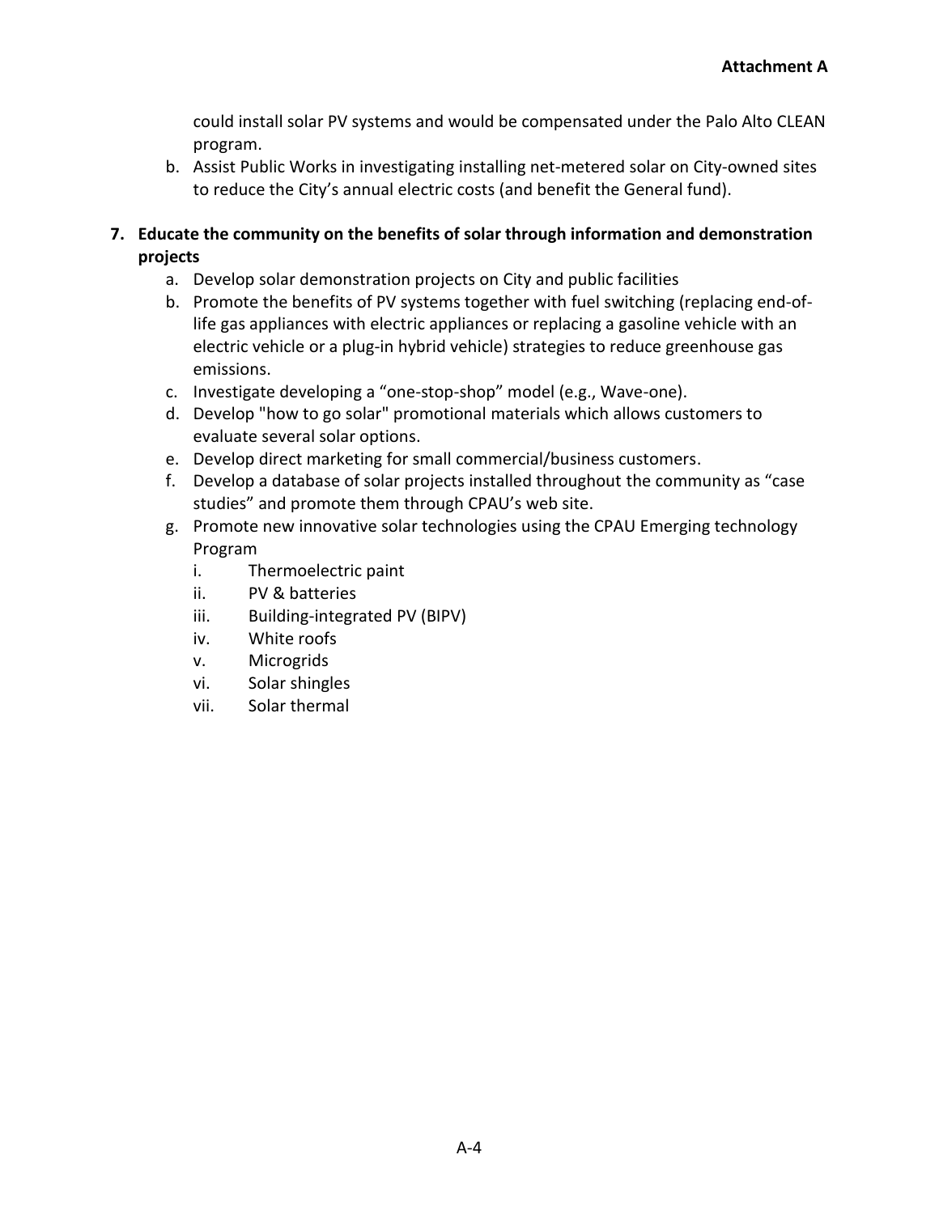could install solar PV systems and would be compensated under the Palo Alto CLEAN program.

   b. Assist Public Works in investigating installing net-metered solar on City-owned sites to reduce the City's annual electric costs (and benefit the General fund).

7. **Educate the community on the benefits of solar through information and demonstration projects**
   a. Develop solar demonstration projects on City and public facilities
   b. Promote the benefits of PV systems together with fuel switching (replacing end-of-life gas appliances with electric appliances or replacing a gasoline vehicle with an electric vehicle or a plug-in hybrid vehicle) strategies to reduce greenhouse gas emissions.
   c. Investigate developing a "one-stop-shop" model (e.g., Wave-one).
   d. Develop "how to go solar" promotional materials which allows customers to evaluate several solar options.
   e. Develop direct marketing for small commercial/business customers.
   f. Develop a database of solar projects installed throughout the community as "case studies" and promote them through CPAU's web site.
   g. Promote new innovative solar technologies using the CPAU Emerging technology Program
      i. Thermoelectric paint
      ii. PV & batteries
      iii. Building-integrated PV (BIPV)
      iv. White roofs
      v. Microgrids
      vi. Solar shingles
      vii. Solar thermal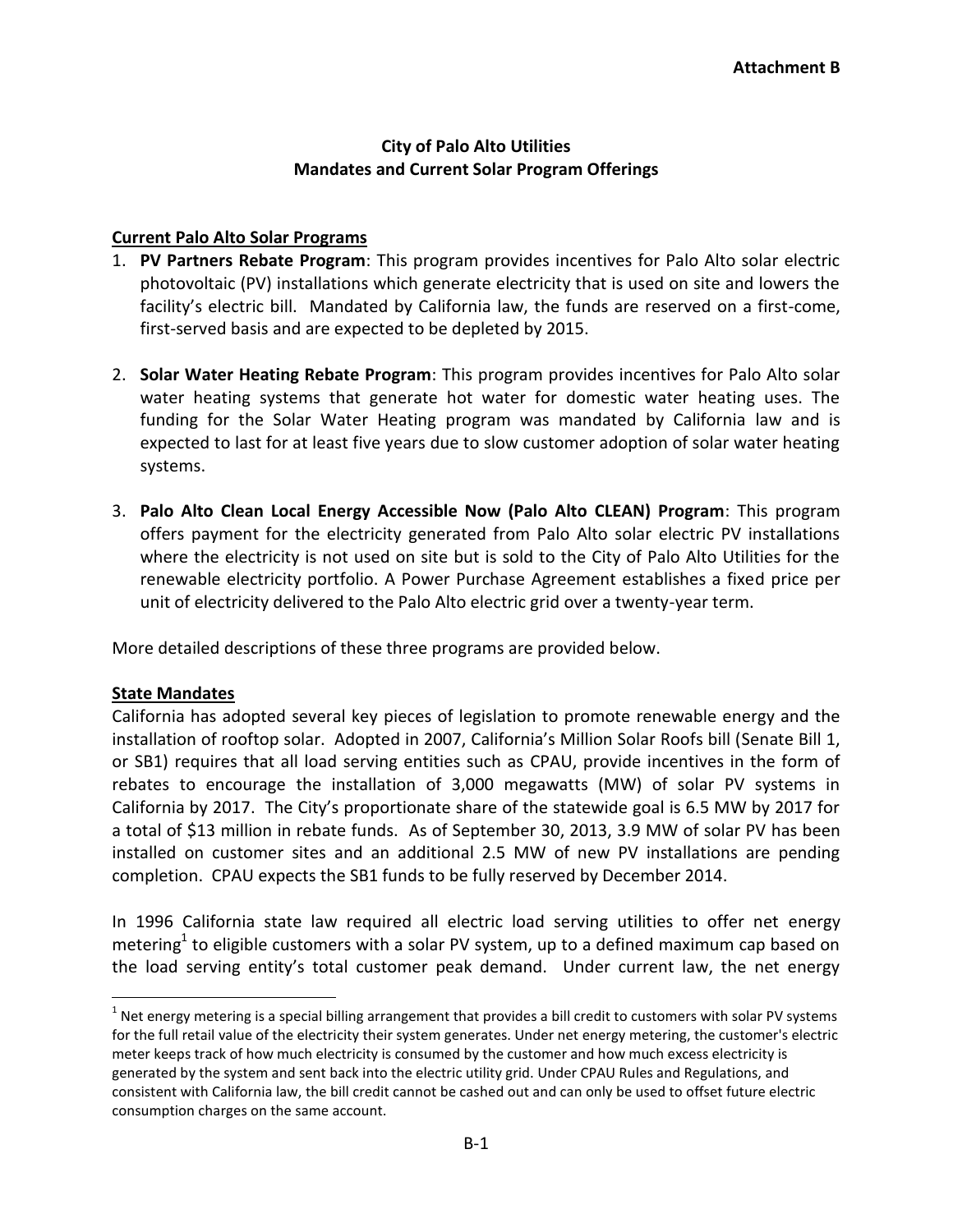**Attachment B**

## City of Palo Alto Utilities
## Mandates and Current Solar Program Offerings

**Current Palo Alto Solar Programs**

1. **PV Partners Rebate Program**: This program provides incentives for Palo Alto solar electric photovoltaic (PV) installations which generate electricity that is used on site and lowers the facility's electric bill. Mandated by California law, the funds are reserved on a first-come, first-served basis and are expected to be depleted by 2015.

2. **Solar Water Heating Rebate Program**: This program provides incentives for Palo Alto solar water heating systems that generate hot water for domestic water heating uses. The funding for the Solar Water Heating program was mandated by California law and is expected to last for at least five years due to slow customer adoption of solar water heating systems.

3. **Palo Alto Clean Local Energy Accessible Now (Palo Alto CLEAN) Program**: This program offers payment for the electricity generated from Palo Alto solar electric PV installations where the electricity is not used on site but is sold to the City of Palo Alto Utilities for the renewable electricity portfolio. A Power Purchase Agreement establishes a fixed price per unit of electricity delivered to the Palo Alto electric grid over a twenty-year term.

More detailed descriptions of these three programs are provided below.

**State Mandates**

California has adopted several key pieces of legislation to promote renewable energy and the installation of rooftop solar. Adopted in 2007, California's Million Solar Roofs bill (Senate Bill 1, or SB1) requires that all load serving entities such as CPAU, provide incentives in the form of rebates to encourage the installation of 3,000 megawatts (MW) of solar PV systems in California by 2017. The City's proportionate share of the statewide goal is 6.5 MW by 2017 for a total of $13 million in rebate funds. As of September 30, 2013, 3.9 MW of solar PV has been installed on customer sites and an additional 2.5 MW of new PV installations are pending completion. CPAU expects the SB1 funds to be fully reserved by December 2014.

In 1996 California state law required all electric load serving utilities to offer net energy metering[1] to eligible customers with a solar PV system, up to a defined maximum cap based on the load serving entity's total customer peak demand. Under current law, the net energy

---

[1] Net energy metering is a special billing arrangement that provides a bill credit to customers with solar PV systems for the full retail value of the electricity their system generates. Under net energy metering, the customer's electric meter keeps track of how much electricity is consumed by the customer and how much excess electricity is generated by the system and sent back into the electric utility grid. Under CPAU Rules and Regulations, and consistent with California law, the bill credit cannot be cashed out and can only be used to offset future electric consumption charges on the same account.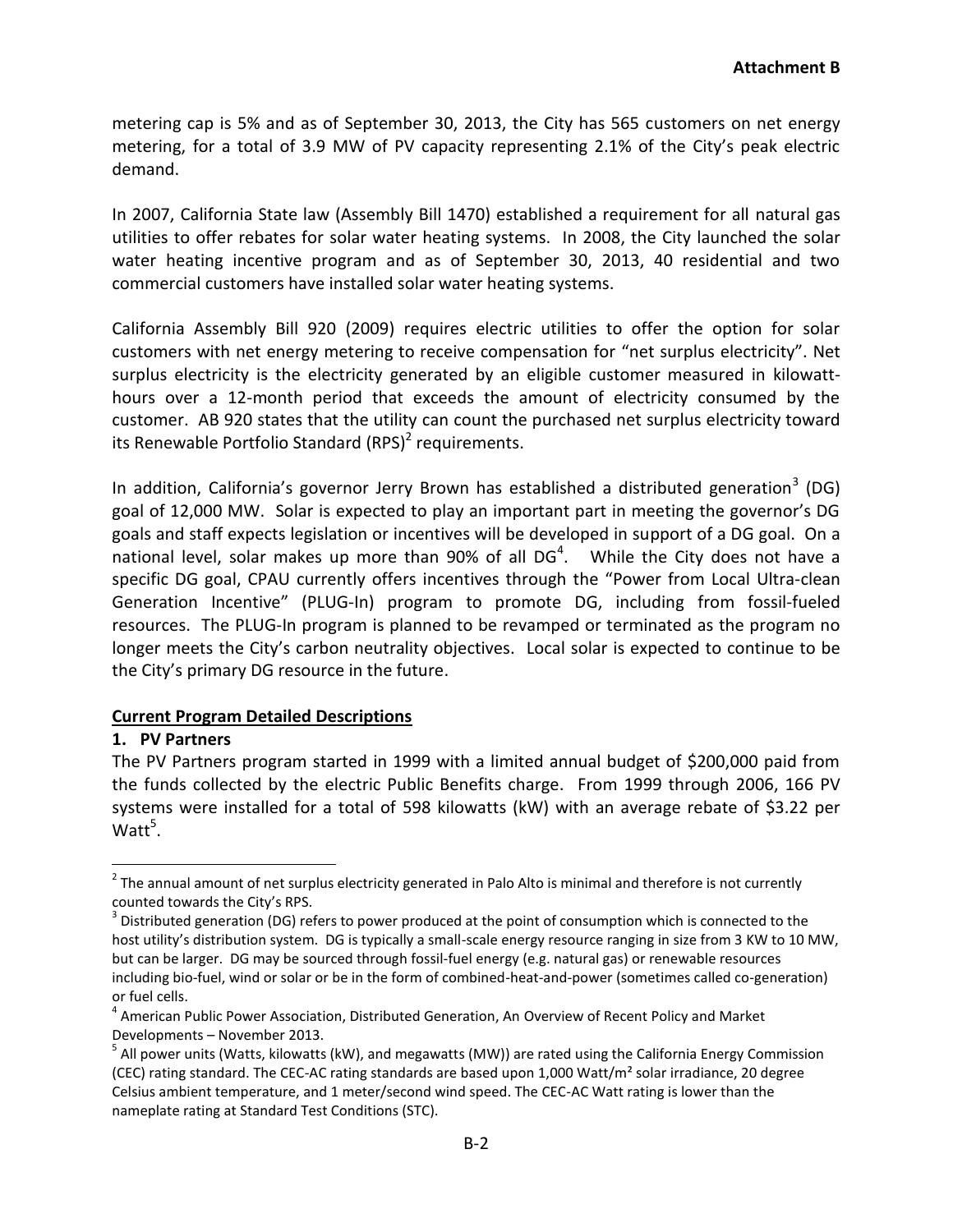metering cap is 5% and as of September 30, 2013, the City has 565 customers on net energy metering, for a total of 3.9 MW of PV capacity representing 2.1% of the City's peak electric demand.

In 2007, California State law (Assembly Bill 1470) established a requirement for all natural gas utilities to offer rebates for solar water heating systems. In 2008, the City launched the solar water heating incentive program and as of September 30, 2013, 40 residential and two commercial customers have installed solar water heating systems.

California Assembly Bill 920 (2009) requires electric utilities to offer the option for solar customers with net energy metering to receive compensation for "net surplus electricity". Net surplus electricity is the electricity generated by an eligible customer measured in kilowatt-hours over a 12-month period that exceeds the amount of electricity consumed by the customer. AB 920 states that the utility can count the purchased net surplus electricity toward its Renewable Portfolio Standard (RPS)[2] requirements.

In addition, California's governor Jerry Brown has established a distributed generation[3] (DG) goal of 12,000 MW. Solar is expected to play an important part in meeting the governor's DG goals and staff expects legislation or incentives will be developed in support of a DG goal. On a national level, solar makes up more than 90% of all DG[4]. While the City does not have a specific DG goal, CPAU currently offers incentives through the "Power from Local Ultra-clean Generation Incentive" (PLUG-In) program to promote DG, including from fossil-fueled resources. The PLUG-In program is planned to be revamped or terminated as the program no longer meets the City's carbon neutrality objectives. Local solar is expected to continue to be the City's primary DG resource in the future.

## Current Program Detailed Descriptions

### 1. PV Partners

The PV Partners program started in 1999 with a limited annual budget of $200,000 paid from the funds collected by the electric Public Benefits charge. From 1999 through 2006, 166 PV systems were installed for a total of 598 kilowatts (kW) with an average rebate of $3.22 per Watt[5].

---

[2] The annual amount of net surplus electricity generated in Palo Alto is minimal and therefore is not currently counted towards the City's RPS.

[3] Distributed generation (DG) refers to power produced at the point of consumption which is connected to the host utility's distribution system. DG is typically a small-scale energy resource ranging in size from 3 KW to 10 MW, but can be larger. DG may be sourced through fossil-fuel energy (e.g. natural gas) or renewable resources including bio-fuel, wind or solar or be in the form of combined-heat-and-power (sometimes called co-generation) or fuel cells.

[4] American Public Power Association, Distributed Generation, An Overview of Recent Policy and Market Developments – November 2013.

[5] All power units (Watts, kilowatts (kW), and megawatts (MW)) are rated using the California Energy Commission (CEC) rating standard. The CEC-AC rating standards are based upon 1,000 Watt/m² solar irradiance, 20 degree Celsius ambient temperature, and 1 meter/second wind speed. The CEC-AC Watt rating is lower than the nameplate rating at Standard Test Conditions (STC).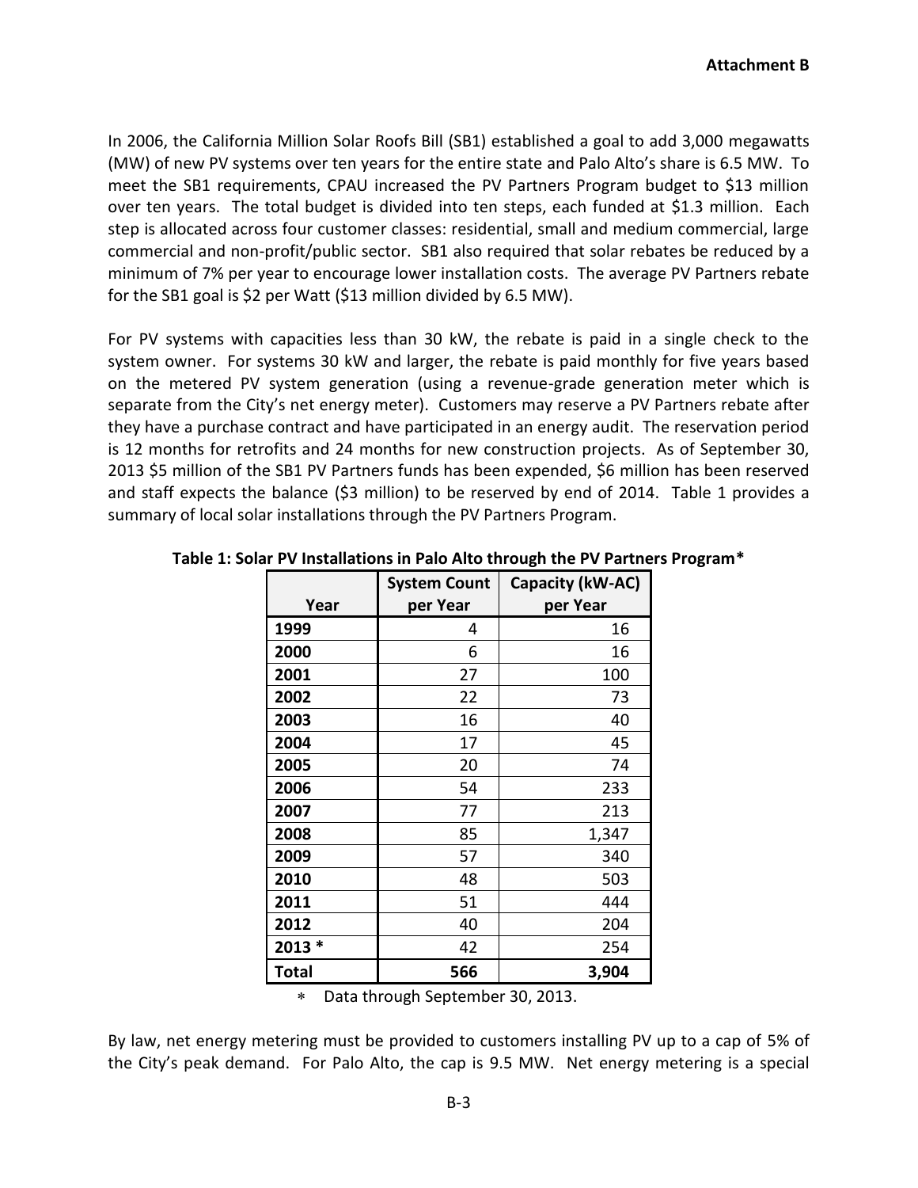**Attachment B**

In 2006, the California Million Solar Roofs Bill (SB1) established a goal to add 3,000 megawatts (MW) of new PV systems over ten years for the entire state and Palo Alto's share is 6.5 MW. To meet the SB1 requirements, CPAU increased the PV Partners Program budget to $13 million over ten years. The total budget is divided into ten steps, each funded at $1.3 million. Each step is allocated across four customer classes: residential, small and medium commercial, large commercial and non-profit/public sector. SB1 also required that solar rebates be reduced by a minimum of 7% per year to encourage lower installation costs. The average PV Partners rebate for the SB1 goal is $2 per Watt ($13 million divided by 6.5 MW).

For PV systems with capacities less than 30 kW, the rebate is paid in a single check to the system owner. For systems 30 kW and larger, the rebate is paid monthly for five years based on the metered PV system generation (using a revenue-grade generation meter which is separate from the City's net energy meter). Customers may reserve a PV Partners rebate after they have a purchase contract and have participated in an energy audit. The reservation period is 12 months for retrofits and 24 months for new construction projects. As of September 30, 2013 $5 million of the SB1 PV Partners funds has been expended, $6 million has been reserved and staff expects the balance ($3 million) to be reserved by end of 2014. Table 1 provides a summary of local solar installations through the PV Partners Program.

**Table 1: Solar PV Installations in Palo Alto through the PV Partners Program***

| Year | System Count per Year | Capacity (kW-AC) per Year |
|---|---|---|
| **1999** | 4 | 16 |
| **2000** | 6 | 16 |
| **2001** | 27 | 100 |
| **2002** | 22 | 73 |
| **2003** | 16 | 40 |
| **2004** | 17 | 45 |
| **2005** | 20 | 74 |
| **2006** | 54 | 233 |
| **2007** | 77 | 213 |
| **2008** | 85 | 1,347 |
| **2009** | 57 | 340 |
| **2010** | 48 | 503 |
| **2011** | 51 | 444 |
| **2012** | 40 | 204 |
| **2013 *** | 42 | 254 |
| **Total** | **566** | **3,904** |

* Data through September 30, 2013.

By law, net energy metering must be provided to customers installing PV up to a cap of 5% of the City's peak demand. For Palo Alto, the cap is 9.5 MW. Net energy metering is a special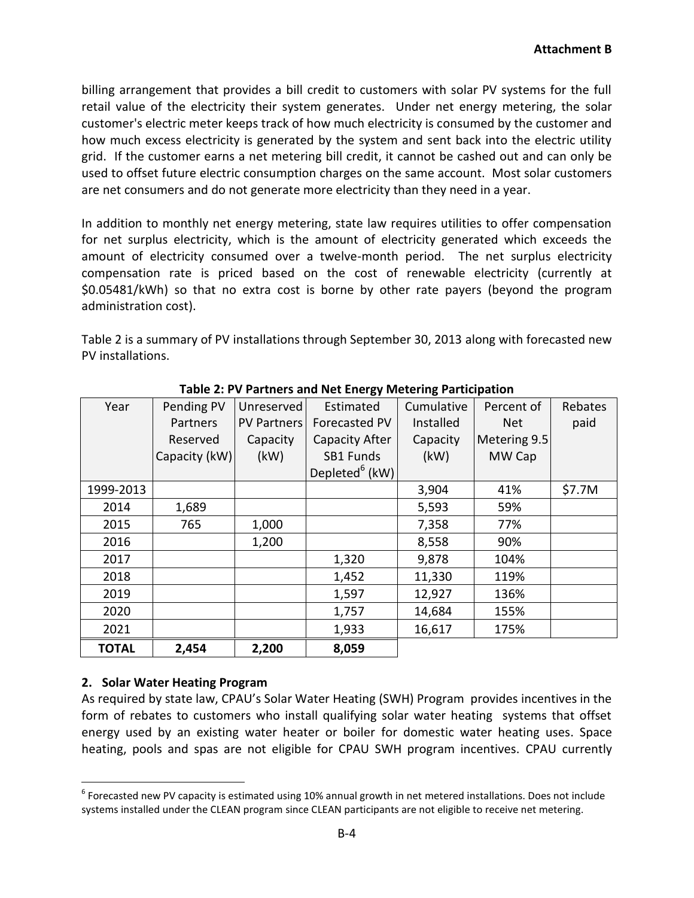billing arrangement that provides a bill credit to customers with solar PV systems for the full retail value of the electricity their system generates. Under net energy metering, the solar customer's electric meter keeps track of how much electricity is consumed by the customer and how much excess electricity is generated by the system and sent back into the electric utility grid. If the customer earns a net metering bill credit, it cannot be cashed out and can only be used to offset future electric consumption charges on the same account. Most solar customers are net consumers and do not generate more electricity than they need in a year.

In addition to monthly net energy metering, state law requires utilities to offer compensation for net surplus electricity, which is the amount of electricity generated which exceeds the amount of electricity consumed over a twelve-month period. The net surplus electricity compensation rate is priced based on the cost of renewable electricity (currently at $0.05481/kWh) so that no extra cost is borne by other rate payers (beyond the program administration cost).

Table 2 is a summary of PV installations through September 30, 2013 along with forecasted new PV installations.

**Table 2: PV Partners and Net Energy Metering Participation**

| Year | Pending PV Partners Reserved Capacity (kW) | Unreserved PV Partners Capacity (kW) | Estimated Forecasted PV Capacity After SB1 Funds Depleted[6] (kW) | Cumulative Installed Capacity (kW) | Percent of Net Metering 9.5 MW Cap | Rebates paid |
|---|---|---|---|---|---|---|
| 1999-2013 | | | | 3,904 | 41% | $7.7M |
| 2014 | 1,689 | | | 5,593 | 59% | |
| 2015 | 765 | 1,000 | | 7,358 | 77% | |
| 2016 | | 1,200 | | 8,558 | 90% | |
| 2017 | | | 1,320 | 9,878 | 104% | |
| 2018 | | | 1,452 | 11,330 | 119% | |
| 2019 | | | 1,597 | 12,927 | 136% | |
| 2020 | | | 1,757 | 14,684 | 155% | |
| 2021 | | | 1,933 | 16,617 | 175% | |
| **TOTAL** | **2,454** | **2,200** | **8,059** | | | |

**2. Solar Water Heating Program**

As required by state law, CPAU's Solar Water Heating (SWH) Program provides incentives in the form of rebates to customers who install qualifying solar water heating systems that offset energy used by an existing water heater or boiler for domestic water heating uses. Space heating, pools and spas are not eligible for CPAU SWH program incentives. CPAU currently

[6] Forecasted new PV capacity is estimated using 10% annual growth in net metered installations. Does not include systems installed under the CLEAN program since CLEAN participants are not eligible to receive net metering.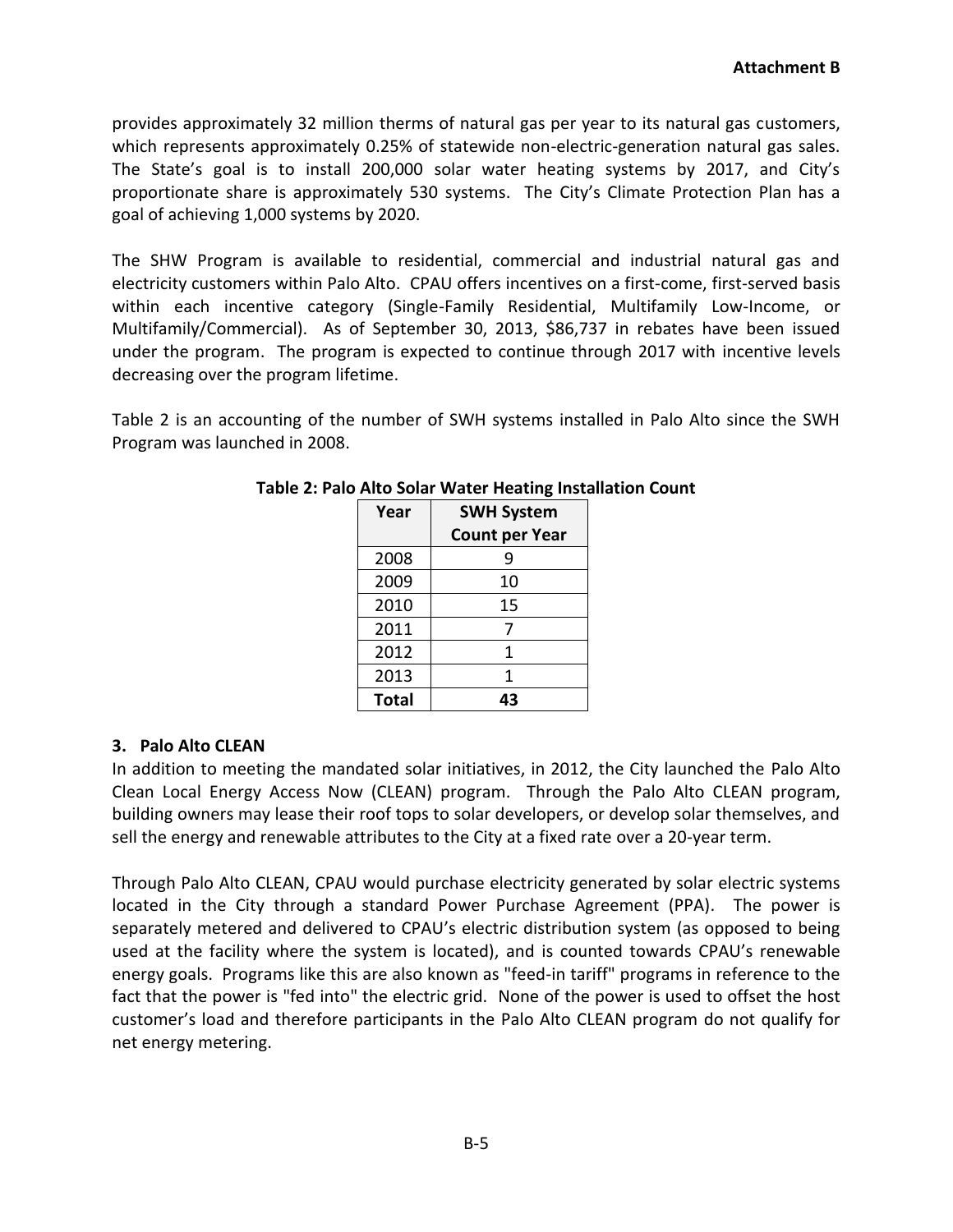provides approximately 32 million therms of natural gas per year to its natural gas customers, which represents approximately 0.25% of statewide non-electric-generation natural gas sales. The State's goal is to install 200,000 solar water heating systems by 2017, and City's proportionate share is approximately 530 systems. The City's Climate Protection Plan has a goal of achieving 1,000 systems by 2020.

The SHW Program is available to residential, commercial and industrial natural gas and electricity customers within Palo Alto. CPAU offers incentives on a first-come, first-served basis within each incentive category (Single-Family Residential, Multifamily Low-Income, or Multifamily/Commercial). As of September 30, 2013, $86,737 in rebates have been issued under the program. The program is expected to continue through 2017 with incentive levels decreasing over the program lifetime.

Table 2 is an accounting of the number of SWH systems installed in Palo Alto since the SWH Program was launched in 2008.

**Table 2: Palo Alto Solar Water Heating Installation Count**

| Year | SWH System Count per Year |
|---|---|
| 2008 | 9 |
| 2009 | 10 |
| 2010 | 15 |
| 2011 | 7 |
| 2012 | 1 |
| 2013 | 1 |
| **Total** | **43** |

### 3. Palo Alto CLEAN

In addition to meeting the mandated solar initiatives, in 2012, the City launched the Palo Alto Clean Local Energy Access Now (CLEAN) program. Through the Palo Alto CLEAN program, building owners may lease their roof tops to solar developers, or develop solar themselves, and sell the energy and renewable attributes to the City at a fixed rate over a 20-year term.

Through Palo Alto CLEAN, CPAU would purchase electricity generated by solar electric systems located in the City through a standard Power Purchase Agreement (PPA). The power is separately metered and delivered to CPAU's electric distribution system (as opposed to being used at the facility where the system is located), and is counted towards CPAU's renewable energy goals. Programs like this are also known as "feed-in tariff" programs in reference to the fact that the power is "fed into" the electric grid. None of the power is used to offset the host customer's load and therefore participants in the Palo Alto CLEAN program do not qualify for net energy metering.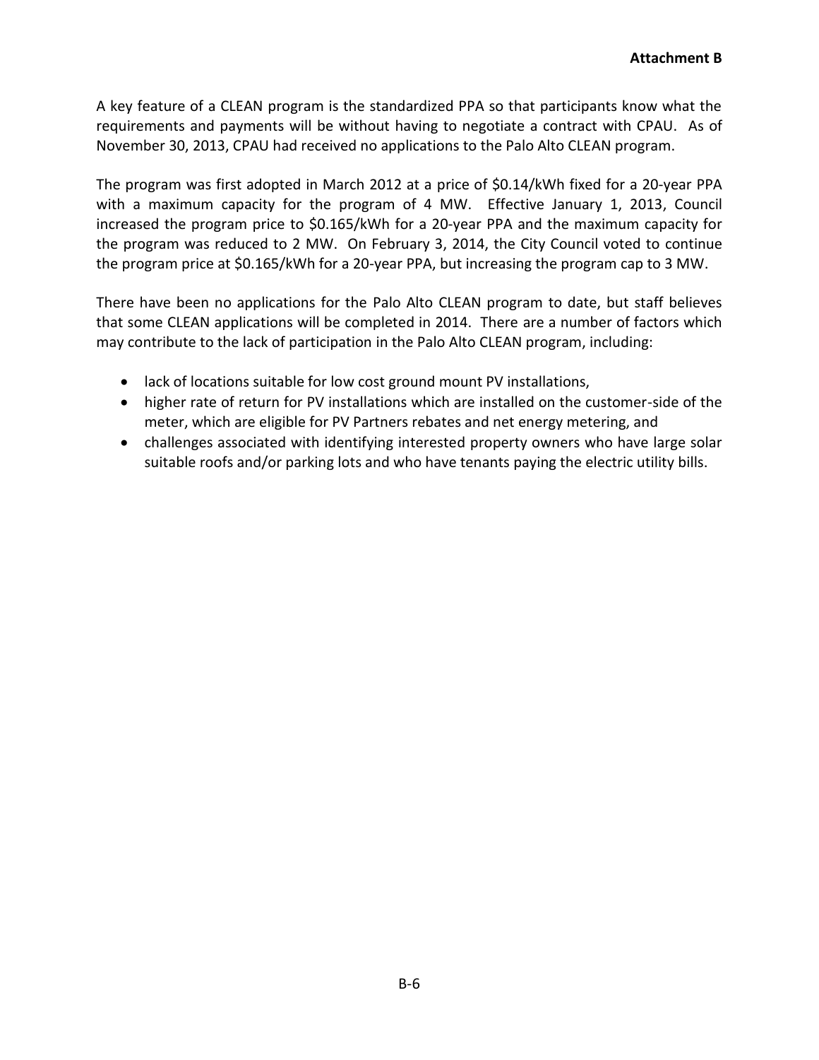A key feature of a CLEAN program is the standardized PPA so that participants know what the requirements and payments will be without having to negotiate a contract with CPAU. As of November 30, 2013, CPAU had received no applications to the Palo Alto CLEAN program.

The program was first adopted in March 2012 at a price of $0.14/kWh fixed for a 20-year PPA with a maximum capacity for the program of 4 MW. Effective January 1, 2013, Council increased the program price to $0.165/kWh for a 20-year PPA and the maximum capacity for the program was reduced to 2 MW. On February 3, 2014, the City Council voted to continue the program price at $0.165/kWh for a 20-year PPA, but increasing the program cap to 3 MW.

There have been no applications for the Palo Alto CLEAN program to date, but staff believes that some CLEAN applications will be completed in 2014. There are a number of factors which may contribute to the lack of participation in the Palo Alto CLEAN program, including:

- lack of locations suitable for low cost ground mount PV installations,
- higher rate of return for PV installations which are installed on the customer-side of the meter, which are eligible for PV Partners rebates and net energy metering, and
- challenges associated with identifying interested property owners who have large solar suitable roofs and/or parking lots and who have tenants paying the electric utility bills.